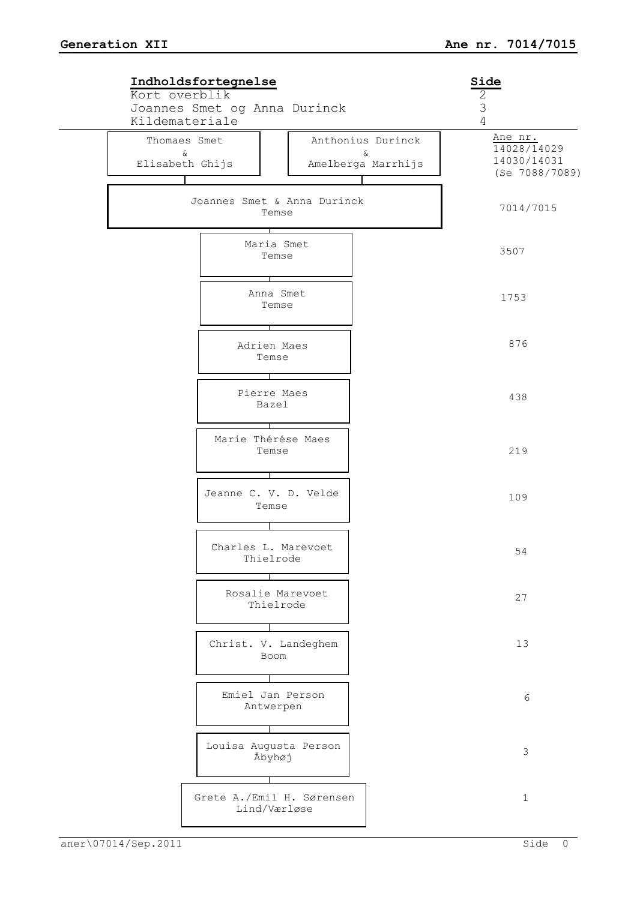**Generation XII** **Ane nr. 7014/7015**

**Indholdsfortegnelse**

| Indholdsfortegnelse | Side |
|---|---|
| Kort overblik | 2 |
| Joannes Smet og Anna Durinck | 3 |
| Kildemateriale | 4 |

| | Ane nr. |
|---|---|
| Thomaes Smet & Elisabeth Ghijs / Anthonius Durinck & Amelberga Marrhijs | 14028/14029 14030/14031 (Se 7088/7089) |
| Joannes Smet & Anna Durinck, Temse | 7014/7015 |
| Maria Smet, Temse | 3507 |
| Anna Smet, Temse | 1753 |
| Adrien Maes, Temse | 876 |
| Pierre Maes, Bazel | 438 |
| Marie Thérése Maes, Temse | 219 |
| Jeanne C. V. D. Velde, Temse | 109 |
| Charles L. Marevoet, Thielrode | 54 |
| Rosalie Marevoet, Thielrode | 27 |
| Christ. V. Landeghem, Boom | 13 |
| Emiel Jan Person, Antwerpen | 6 |
| Louisa Augusta Person, Åbyhøj | 3 |
| Grete A./Emil H. Sørensen, Lind/Værløse | 1 |

aner\07014/Sep.2011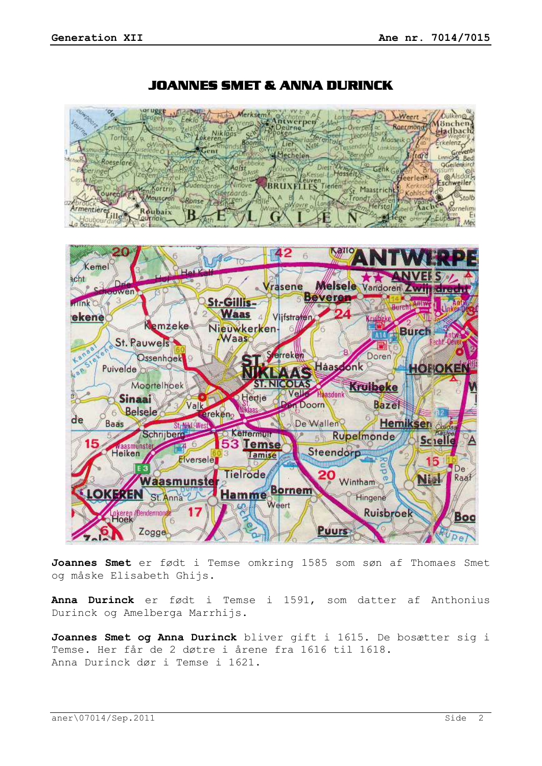# JOANNES SMET & ANNA DURINCK

**Joannes Smet** er født i Temse omkring 1585 som søn af Thomaes Smet og måske Elisabeth Ghijs.

**Anna Durinck** er født i Temse i 1591, som datter af Anthonius Durinck og Amelberga Marrhijs.

**Joannes Smet og Anna Durinck** bliver gift i 1615. De bosætter sig i Temse. Her får de 2 døtre i årene fra 1616 til 1618.
Anna Durinck dør i Temse i 1621.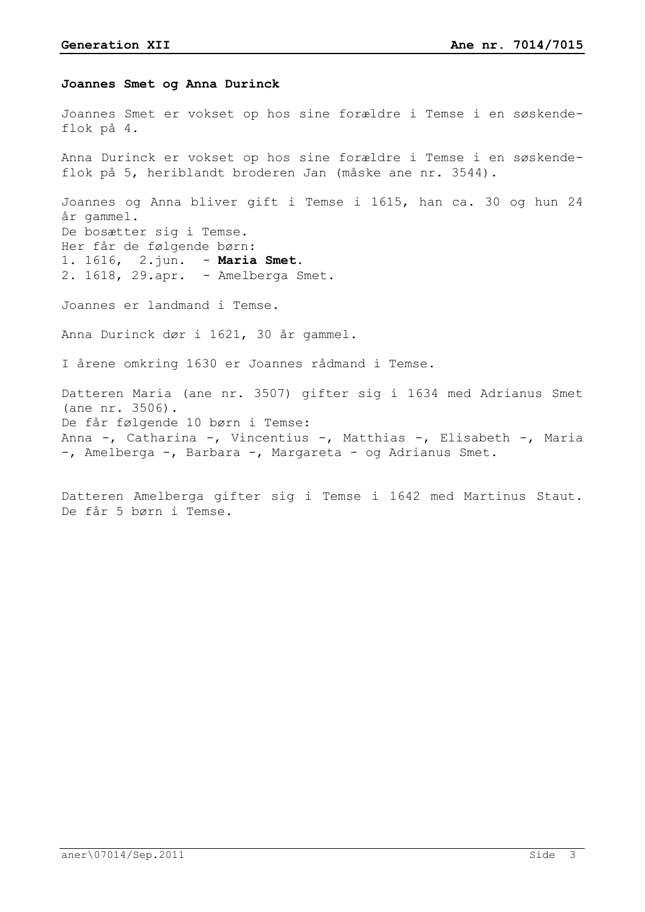**Joannes Smet og Anna Durinck**

Joannes Smet er vokset op hos sine forældre i Temse i en søskendeflok på 4.

Anna Durinck er vokset op hos sine forældre i Temse i en søskendeflok på 5, heriblandt broderen Jan (måske ane nr. 3544).

Joannes og Anna bliver gift i Temse i 1615, han ca. 30 og hun 24 år gammel.
De bosætter sig i Temse.
Her får de følgende børn:
1. 1616, 2.jun. - **Maria Smet**.
2. 1618, 29.apr. - Amelberga Smet.

Joannes er landmand i Temse.

Anna Durinck dør i 1621, 30 år gammel.

I årene omkring 1630 er Joannes rådmand i Temse.

Datteren Maria (ane nr. 3507) gifter sig i 1634 med Adrianus Smet (ane nr. 3506).
De får følgende 10 børn i Temse:
Anna -, Catharina -, Vincentius -, Matthias -, Elisabeth -, Maria -, Amelberga -, Barbara -, Margareta - og Adrianus Smet.

Datteren Amelberga gifter sig i Temse i 1642 med Martinus Staut.
De får 5 børn i Temse.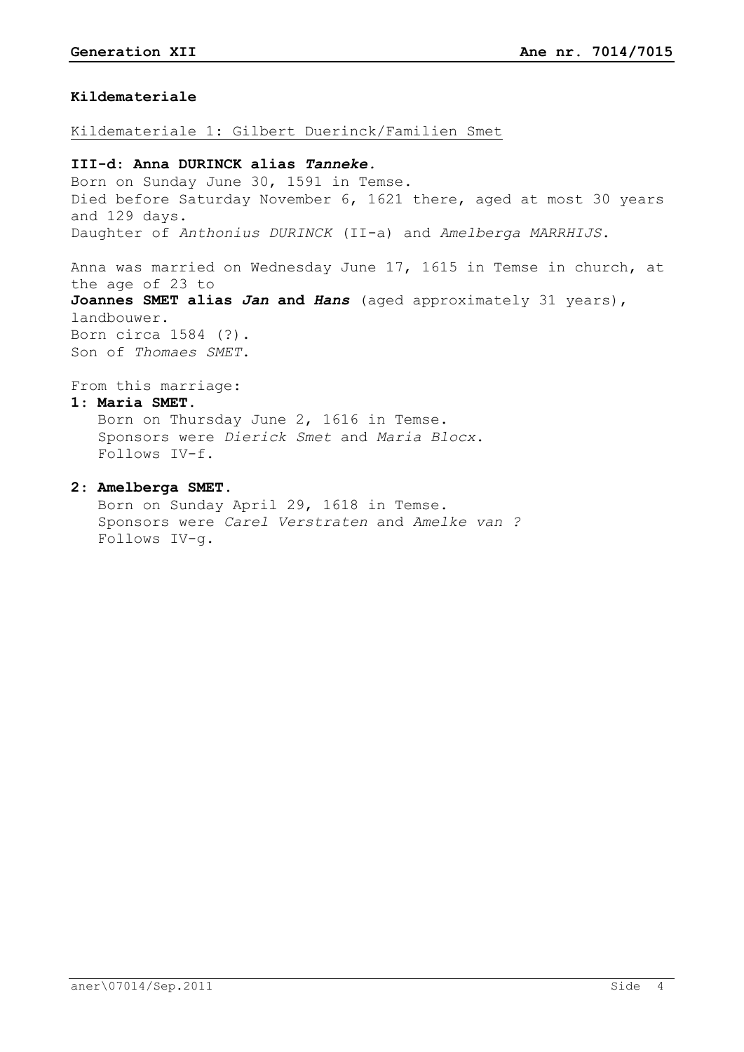## Kildemateriale

Kildemateriale 1: Gilbert Duerinck/Familien Smet

**III-d: Anna DURINCK alias *Tanneke*.**
Born on Sunday June 30, 1591 in Temse.
Died before Saturday November 6, 1621 there, aged at most 30 years and 129 days.
Daughter of *Anthonius DURINCK* (II-a) and *Amelberga MARRHIJS*.

Anna was married on Wednesday June 17, 1615 in Temse in church, at the age of 23 to
**Joannes SMET alias *Jan* and *Hans*** (aged approximately 31 years), landbouwer.
Born circa 1584 (?).
Son of *Thomaes SMET*.

From this marriage:

**1: Maria SMET.**
Born on Thursday June 2, 1616 in Temse.
Sponsors were *Dierick Smet* and *Maria Blocx*.
Follows IV-f.

**2: Amelberga SMET.**
Born on Sunday April 29, 1618 in Temse.
Sponsors were *Carel Verstraten* and *Amelke van ?*
Follows IV-g.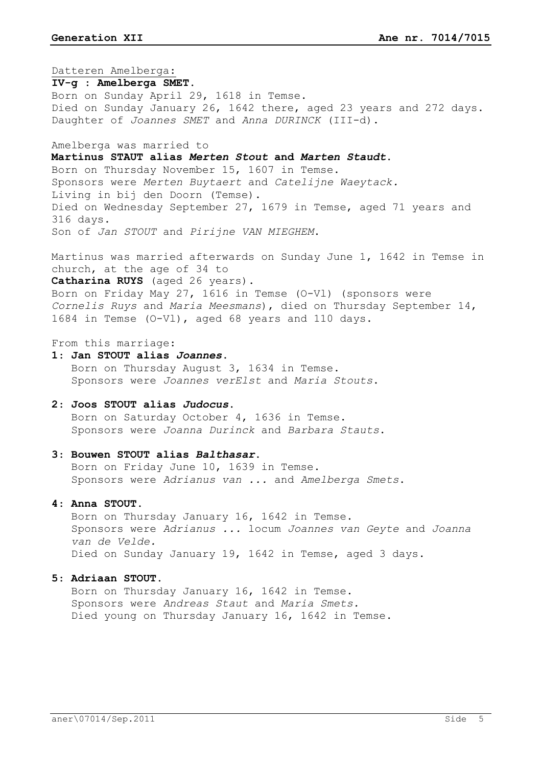Datteren Amelberga:

**IV-g : Amelberga SMET.**
Born on Sunday April 29, 1618 in Temse.
Died on Sunday January 26, 1642 there, aged 23 years and 272 days.
Daughter of *Joannes SMET* and *Anna DURINCK* (III-d).

Amelberga was married to
**Martinus STAUT alias *Merten Stout* and *Marten Staudt*.**
Born on Thursday November 15, 1607 in Temse.
Sponsors were *Merten Buytaert* and *Catelijne Waeytack.*
Living in bij den Doorn (Temse).
Died on Wednesday September 27, 1679 in Temse, aged 71 years and 316 days.
Son of *Jan STOUT* and *Pirijne VAN MIEGHEM*.

Martinus was married afterwards on Sunday June 1, 1642 in Temse in church, at the age of 34 to
**Catharina RUYS** (aged 26 years).
Born on Friday May 27, 1616 in Temse (O-Vl) (sponsors were *Cornelis Ruys* and *Maria Meesmans*), died on Thursday September 14, 1684 in Temse (O-Vl), aged 68 years and 110 days.

From this marriage:

**1: Jan STOUT alias *Joannes*.**
Born on Thursday August 3, 1634 in Temse.
Sponsors were *Joannes verElst* and *Maria Stouts*.

**2: Joos STOUT alias *Judocus*.**
Born on Saturday October 4, 1636 in Temse.
Sponsors were *Joanna Durinck* and *Barbara Stauts*.

**3: Bouwen STOUT alias *Balthasar*.**
Born on Friday June 10, 1639 in Temse.
Sponsors were *Adrianus van ...* and *Amelberga Smets*.

**4: Anna STOUT.**
Born on Thursday January 16, 1642 in Temse.
Sponsors were *Adrianus ...* locum *Joannes van Geyte* and *Joanna van de Velde.*
Died on Sunday January 19, 1642 in Temse, aged 3 days.

**5: Adriaan STOUT.**
Born on Thursday January 16, 1642 in Temse.
Sponsors were *Andreas Staut* and *Maria Smets.*
Died young on Thursday January 16, 1642 in Temse.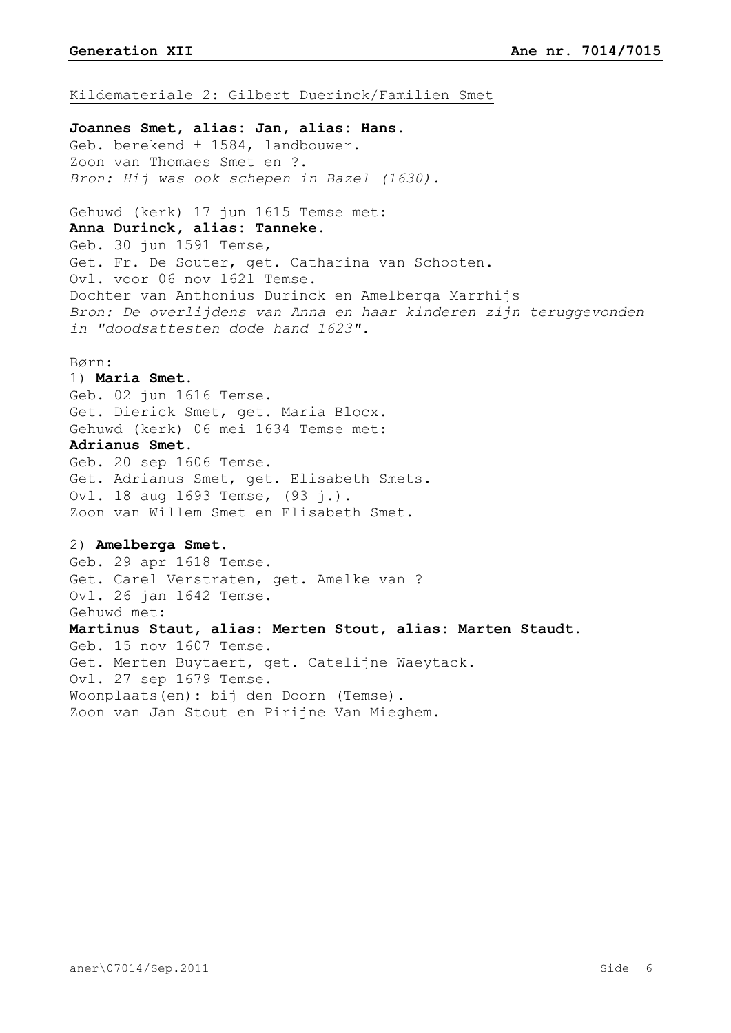Kildemateriale 2: Gilbert Duerinck/Familien Smet

**Joannes Smet, alias: Jan, alias: Hans.**
Geb. berekend ± 1584, landbouwer.
Zoon van Thomaes Smet en ?.
*Bron: Hij was ook schepen in Bazel (1630).*

Gehuwd (kerk) 17 jun 1615 Temse met:
**Anna Durinck, alias: Tanneke.**
Geb. 30 jun 1591 Temse,
Get. Fr. De Souter, get. Catharina van Schooten.
Ovl. voor 06 nov 1621 Temse.
Dochter van Anthonius Durinck en Amelberga Marrhijs
*Bron: De overlijdens van Anna en haar kinderen zijn teruggevonden in "doodsattesten dode hand 1623".*

Børn:

1) **Maria Smet.**
Geb. 02 jun 1616 Temse.
Get. Dierick Smet, get. Maria Blocx.
Gehuwd (kerk) 06 mei 1634 Temse met:
**Adrianus Smet.**
Geb. 20 sep 1606 Temse.
Get. Adrianus Smet, get. Elisabeth Smets.
Ovl. 18 aug 1693 Temse, (93 j.).
Zoon van Willem Smet en Elisabeth Smet.

2) **Amelberga Smet.**
Geb. 29 apr 1618 Temse.
Get. Carel Verstraten, get. Amelke van ?
Ovl. 26 jan 1642 Temse.
Gehuwd met:
**Martinus Staut, alias: Merten Stout, alias: Marten Staudt.**
Geb. 15 nov 1607 Temse.
Get. Merten Buytaert, get. Catelijne Waeytack.
Ovl. 27 sep 1679 Temse.
Woonplaats(en): bij den Doorn (Temse).
Zoon van Jan Stout en Pirijne Van Mieghem.